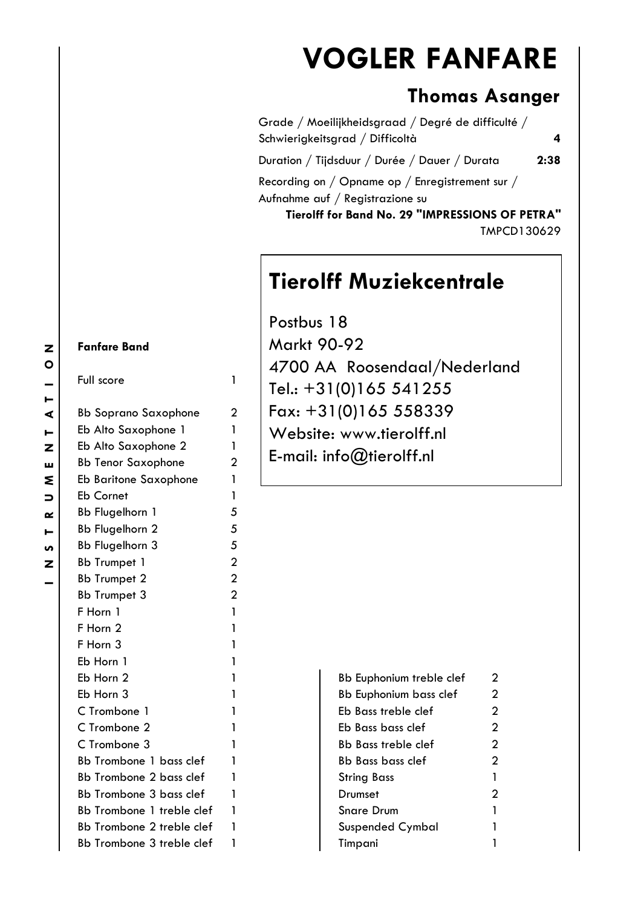# VOGLER FANFARE

## Thomas Asanger

Grade / Moeilijkheidsgraad / Degré de difficulté / Schwierigkeitsgrad / Difficoltà **4**

Duration / Tijdsduur / Durée / Dauer / Durata **2:38**

Recording on / Opname op / Enregistrement sur / Aufnahme auf / Registrazione su
**Tierolff for Band No. 29 "IMPRESSIONS OF PETRA"**
TMPCD130629

## Tierolff Muziekcentrale

Postbus 18
Markt 90-92
4700 AA Roosendaal/Nederland
Tel.: +31(0)165 541255
Fax: +31(0)165 558339
Website: www.tierolff.nl
E-mail: info@tierolff.nl

INSTRUMENTATION

**Fanfare Band**

| Instrument | Qty |
|---|---|
| Full score | 1 |
| Bb Soprano Saxophone | 2 |
| Eb Alto Saxophone 1 | 1 |
| Eb Alto Saxophone 2 | 1 |
| Bb Tenor Saxophone | 2 |
| Eb Baritone Saxophone | 1 |
| Eb Cornet | 1 |
| Bb Flugelhorn 1 | 5 |
| Bb Flugelhorn 2 | 5 |
| Bb Flugelhorn 3 | 5 |
| Bb Trumpet 1 | 2 |
| Bb Trumpet 2 | 2 |
| Bb Trumpet 3 | 2 |
| F Horn 1 | 1 |
| F Horn 2 | 1 |
| F Horn 3 | 1 |
| Eb Horn 1 | 1 |
| Eb Horn 2 | 1 |
| Eb Horn 3 | 1 |
| C Trombone 1 | 1 |
| C Trombone 2 | 1 |
| C Trombone 3 | 1 |
| Bb Trombone 1 bass clef | 1 |
| Bb Trombone 2 bass clef | 1 |
| Bb Trombone 3 bass clef | 1 |
| Bb Trombone 1 treble clef | 1 |
| Bb Trombone 2 treble clef | 1 |
| Bb Trombone 3 treble clef | 1 |
| Bb Euphonium treble clef | 2 |
| Bb Euphonium bass clef | 2 |
| Eb Bass treble clef | 2 |
| Eb Bass bass clef | 2 |
| Bb Bass treble clef | 2 |
| Bb Bass bass clef | 2 |
| String Bass | 1 |
| Drumset | 2 |
| Snare Drum | 1 |
| Suspended Cymbal | 1 |
| Timpani | 1 |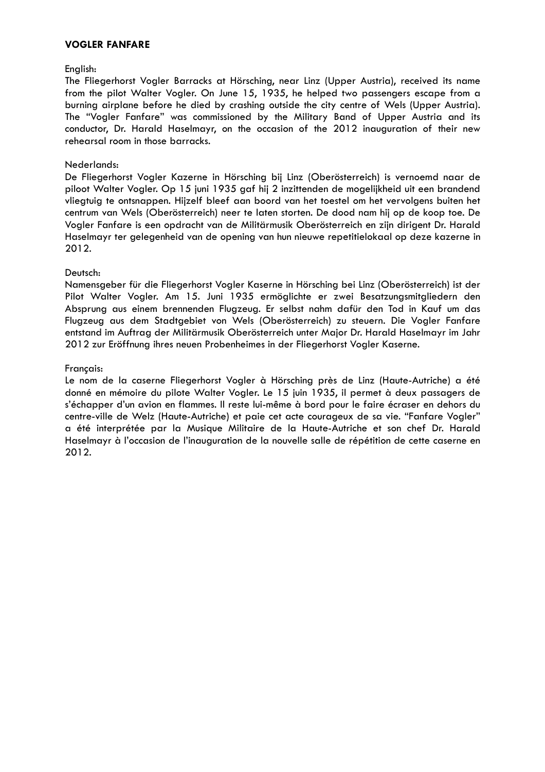**VOGLER FANFARE**

English:

The Fliegerhorst Vogler Barracks at Hörsching, near Linz (Upper Austria), received its name from the pilot Walter Vogler. On June 15, 1935, he helped two passengers escape from a burning airplane before he died by crashing outside the city centre of Wels (Upper Austria). The "Vogler Fanfare" was commissioned by the Military Band of Upper Austria and its conductor, Dr. Harald Haselmayr, on the occasion of the 2012 inauguration of their new rehearsal room in those barracks.

Nederlands:

De Fliegerhorst Vogler Kazerne in Hörsching bij Linz (Oberösterreich) is vernoemd naar de piloot Walter Vogler. Op 15 juni 1935 gaf hij 2 inzittenden de mogelijkheid uit een brandend vliegtuig te ontsnappen. Hijzelf bleef aan boord van het toestel om het vervolgens buiten het centrum van Wels (Oberösterreich) neer te laten storten. De dood nam hij op de koop toe. De Vogler Fanfare is een opdracht van de Militärmusik Oberösterreich en zijn dirigent Dr. Harald Haselmayr ter gelegenheid van de opening van hun nieuwe repetitielokaal op deze kazerne in 2012.

Deutsch:

Namensgeber für die Fliegerhorst Vogler Kaserne in Hörsching bei Linz (Oberösterreich) ist der Pilot Walter Vogler. Am 15. Juni 1935 ermöglichte er zwei Besatzungsmitgliedern den Absprung aus einem brennenden Flugzeug. Er selbst nahm dafür den Tod in Kauf um das Flugzeug aus dem Stadtgebiet von Wels (Oberösterreich) zu steuern. Die Vogler Fanfare entstand im Auftrag der Militärmusik Oberösterreich unter Major Dr. Harald Haselmayr im Jahr 2012 zur Eröffnung ihres neuen Probenheimes in der Fliegerhorst Vogler Kaserne.

Français:

Le nom de la caserne Fliegerhorst Vogler à Hörsching près de Linz (Haute-Autriche) a été donné en mémoire du pilote Walter Vogler. Le 15 juin 1935, il permet à deux passagers de s'échapper d'un avion en flammes. Il reste lui-même à bord pour le faire écraser en dehors du centre-ville de Welz (Haute-Autriche) et paie cet acte courageux de sa vie. "Fanfare Vogler" a été interprétée par la Musique Militaire de la Haute-Autriche et son chef Dr. Harald Haselmayr à l'occasion de l'inauguration de la nouvelle salle de répétition de cette caserne en 2012.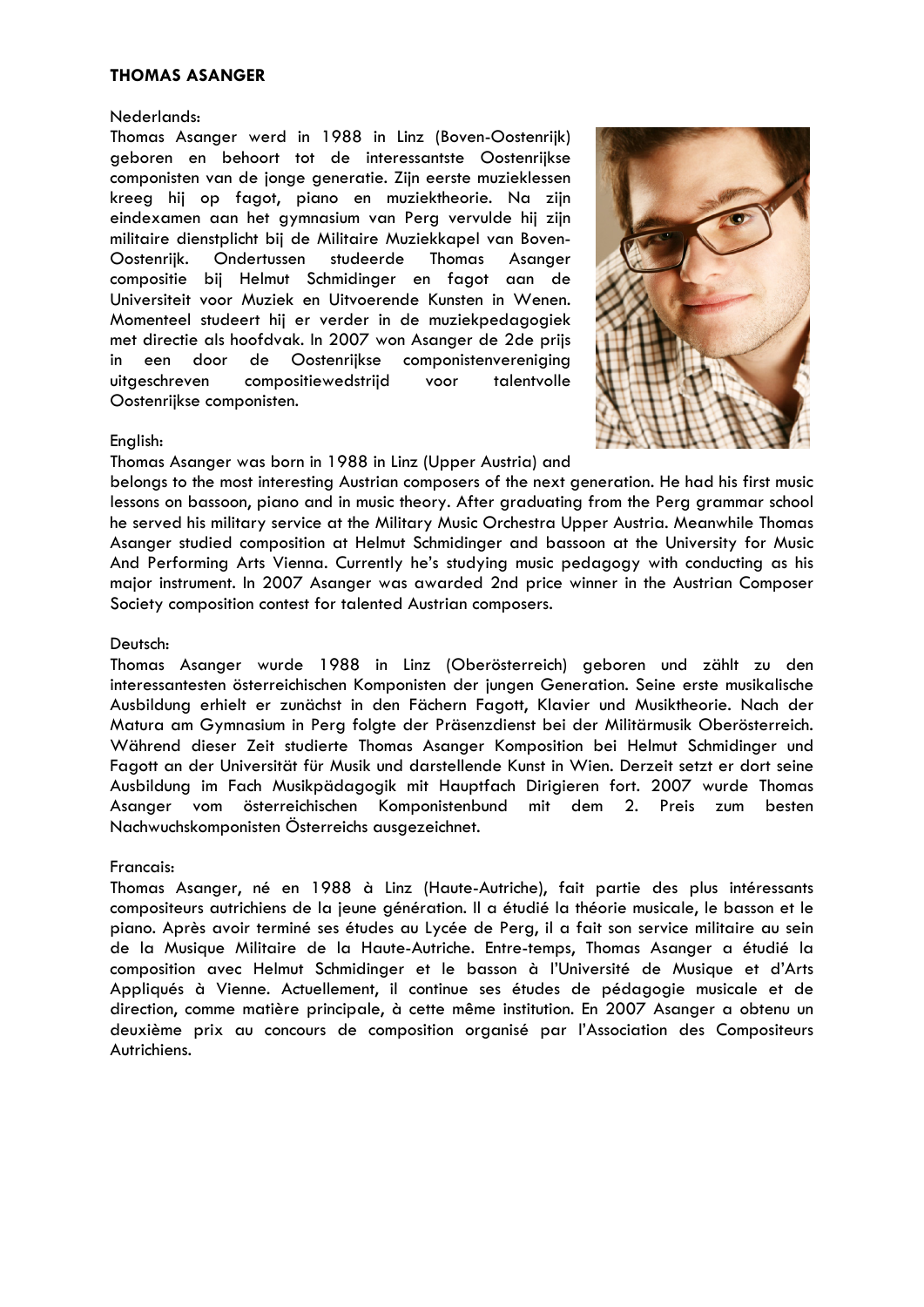**THOMAS ASANGER**

Nederlands:

Thomas Asanger werd in 1988 in Linz (Boven-Oostenrijk) geboren en behoort tot de interessantste Oostenrijkse componisten van de jonge generatie. Zijn eerste muzieklessen kreeg hij op fagot, piano en muziektheorie. Na zijn eindexamen aan het gymnasium van Perg vervulde hij zijn militaire dienstplicht bij de Militaire Muziekkapel van Boven-Oostenrijk. Ondertussen studeerde Thomas Asanger compositie bij Helmut Schmidinger en fagot aan de Universiteit voor Muziek en Uitvoerende Kunsten in Wenen. Momenteel studeert hij er verder in de muziekpedagogiek met directie als hoofdvak. In 2007 won Asanger de 2de prijs in een door de Oostenrijkse componistenvereniging uitgeschreven compositiewedstrijd voor talentvolle Oostenrijkse componisten.

English:

Thomas Asanger was born in 1988 in Linz (Upper Austria) and belongs to the most interesting Austrian composers of the next generation. He had his first music lessons on bassoon, piano and in music theory. After graduating from the Perg grammar school he served his military service at the Military Music Orchestra Upper Austria. Meanwhile Thomas Asanger studied composition at Helmut Schmidinger and bassoon at the University for Music And Performing Arts Vienna. Currently he's studying music pedagogy with conducting as his major instrument. In 2007 Asanger was awarded 2nd price winner in the Austrian Composer Society composition contest for talented Austrian composers.

Deutsch:

Thomas Asanger wurde 1988 in Linz (Oberösterreich) geboren und zählt zu den interessantesten österreichischen Komponisten der jungen Generation. Seine erste musikalische Ausbildung erhielt er zunächst in den Fächern Fagott, Klavier und Musiktheorie. Nach der Matura am Gymnasium in Perg folgte der Präsenzdienst bei der Militärmusik Oberösterreich. Während dieser Zeit studierte Thomas Asanger Komposition bei Helmut Schmidinger und Fagott an der Universität für Musik und darstellende Kunst in Wien. Derzeit setzt er dort seine Ausbildung im Fach Musikpädagogik mit Hauptfach Dirigieren fort. 2007 wurde Thomas Asanger vom österreichischen Komponistenbund mit dem 2. Preis zum besten Nachwuchskomponisten Österreichs ausgezeichnet.

Francais:

Thomas Asanger, né en 1988 à Linz (Haute-Autriche), fait partie des plus intéressants compositeurs autrichiens de la jeune génération. Il a étudié la théorie musicale, le basson et le piano. Après avoir terminé ses études au Lycée de Perg, il a fait son service militaire au sein de la Musique Militaire de la Haute-Autriche. Entre-temps, Thomas Asanger a étudié la composition avec Helmut Schmidinger et le basson à l'Université de Musique et d'Arts Appliqués à Vienne. Actuellement, il continue ses études de pédagogie musicale et de direction, comme matière principale, à cette même institution. En 2007 Asanger a obtenu un deuxième prix au concours de composition organisé par l'Association des Compositeurs Autrichiens.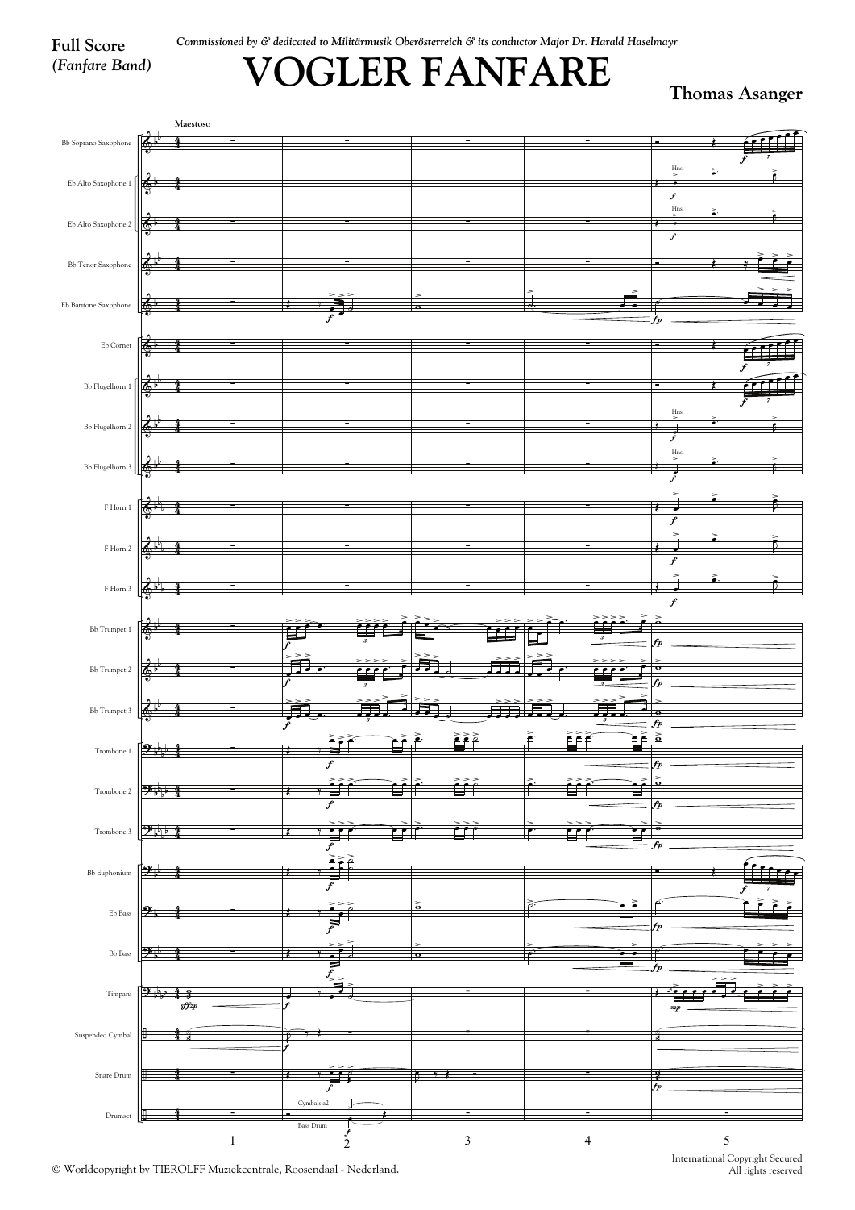**Full Score**
*(Fanfare Band)*

***Commissioned by & dedicated to Militärmusik Oberösterreich & its conductor Major Dr. Harald Haselmayr***

# VOGLER FANFARE

**Thomas Asanger**

© Worldcopyright by TIEROLFF Muziekcentrale, Roosendaal - Nederland.

International Copyright Secured
All rights reserved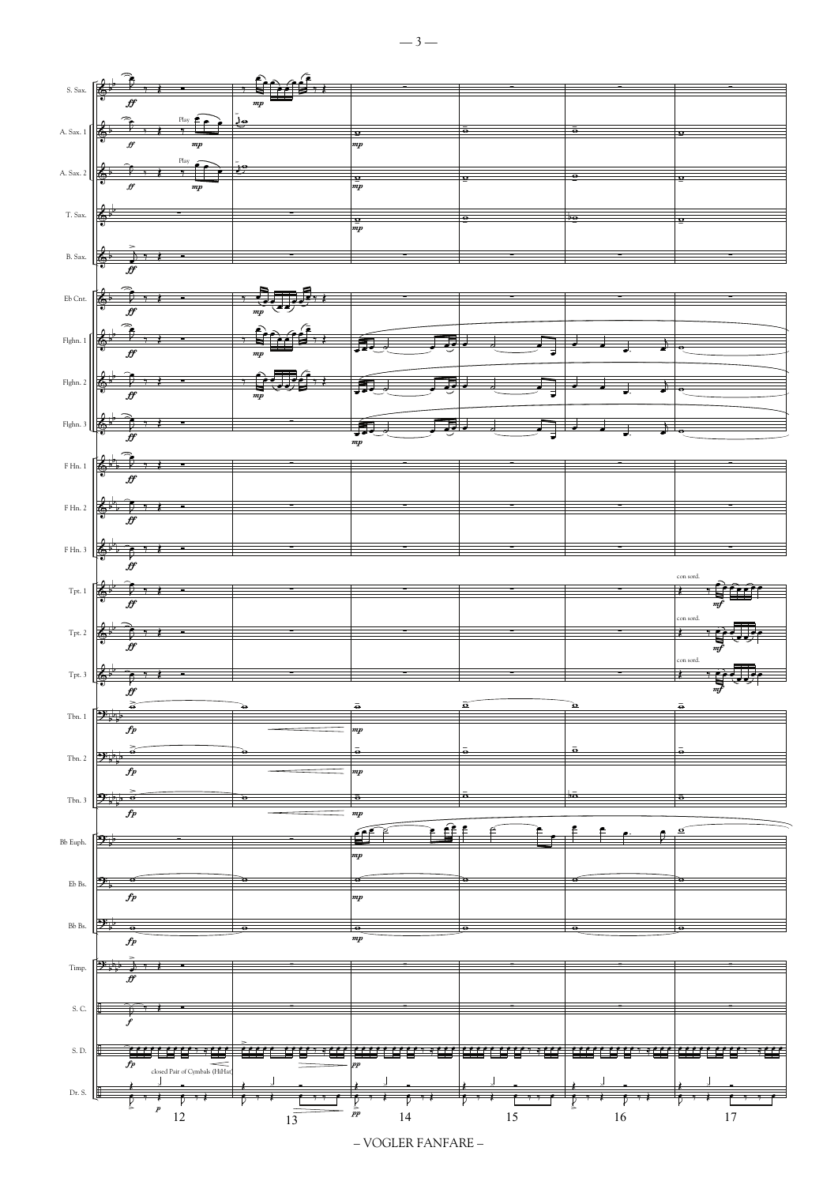S. Sax.

A. Sax. 1

A. Sax. 2

T. Sax.

B. Sax.

Eb Cnt.

Flghn. 1

Flghn. 2

Flghn. 3

F Hn. 1

F Hn. 2

F Hn. 3

Tpt. 1

Tpt. 2

Tpt. 3

Tbn. 1

Tbn. 2

Tbn. 3

Bb Euph.

Eb Bs.

Bb Bs.

Timp.

S. C.

S. D.

Dr. S.

Play

con sord.

closed Pair of Cymbals (HiHat)

*ff* *mp* *mf* *fp* *f* *p* *pp*

12 13 14 15 16 17